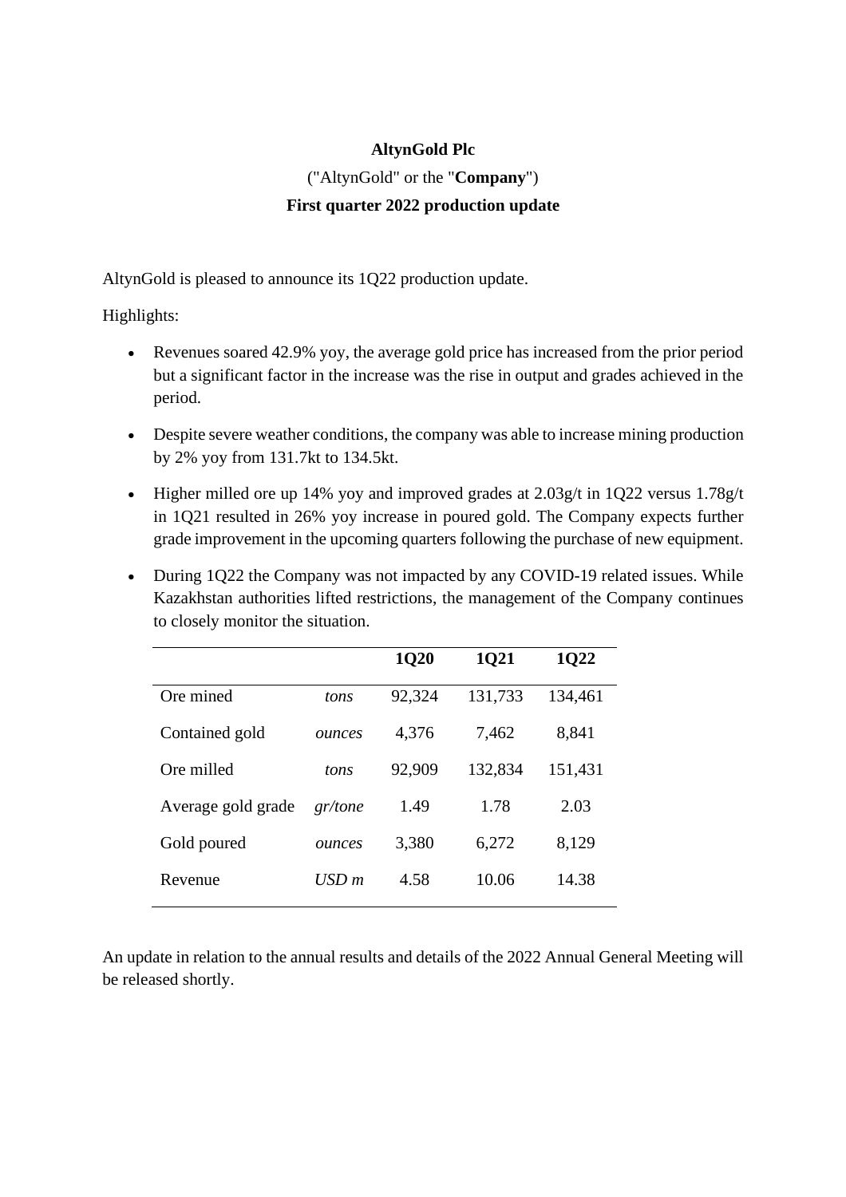**AltynGold Plc**

("AltynGold" or the "**Company**")

**First quarter 2022 production update**

AltynGold is pleased to announce its 1Q22 production update.

Highlights:

- Revenues soared 42.9% yoy, the average gold price has increased from the prior period but a significant factor in the increase was the rise in output and grades achieved in the period.
- Despite severe weather conditions, the company was able to increase mining production by 2% yoy from 131.7kt to 134.5kt.
- Higher milled ore up 14% yoy and improved grades at 2.03g/t in 1Q22 versus 1.78g/t in 1Q21 resulted in 26% yoy increase in poured gold. The Company expects further grade improvement in the upcoming quarters following the purchase of new equipment.
- During 1Q22 the Company was not impacted by any COVID-19 related issues. While Kazakhstan authorities lifted restrictions, the management of the Company continues to closely monitor the situation.

| | | **1Q20** | **1Q21** | **1Q22** |
|---|---|---|---|---|
| Ore mined | *tons* | 92,324 | 131,733 | 134,461 |
| Contained gold | *ounces* | 4,376 | 7,462 | 8,841 |
| Ore milled | *tons* | 92,909 | 132,834 | 151,431 |
| Average gold grade | *gr/tone* | 1.49 | 1.78 | 2.03 |
| Gold poured | *ounces* | 3,380 | 6,272 | 8,129 |
| Revenue | *USD m* | 4.58 | 10.06 | 14.38 |

An update in relation to the annual results and details of the 2022 Annual General Meeting will be released shortly.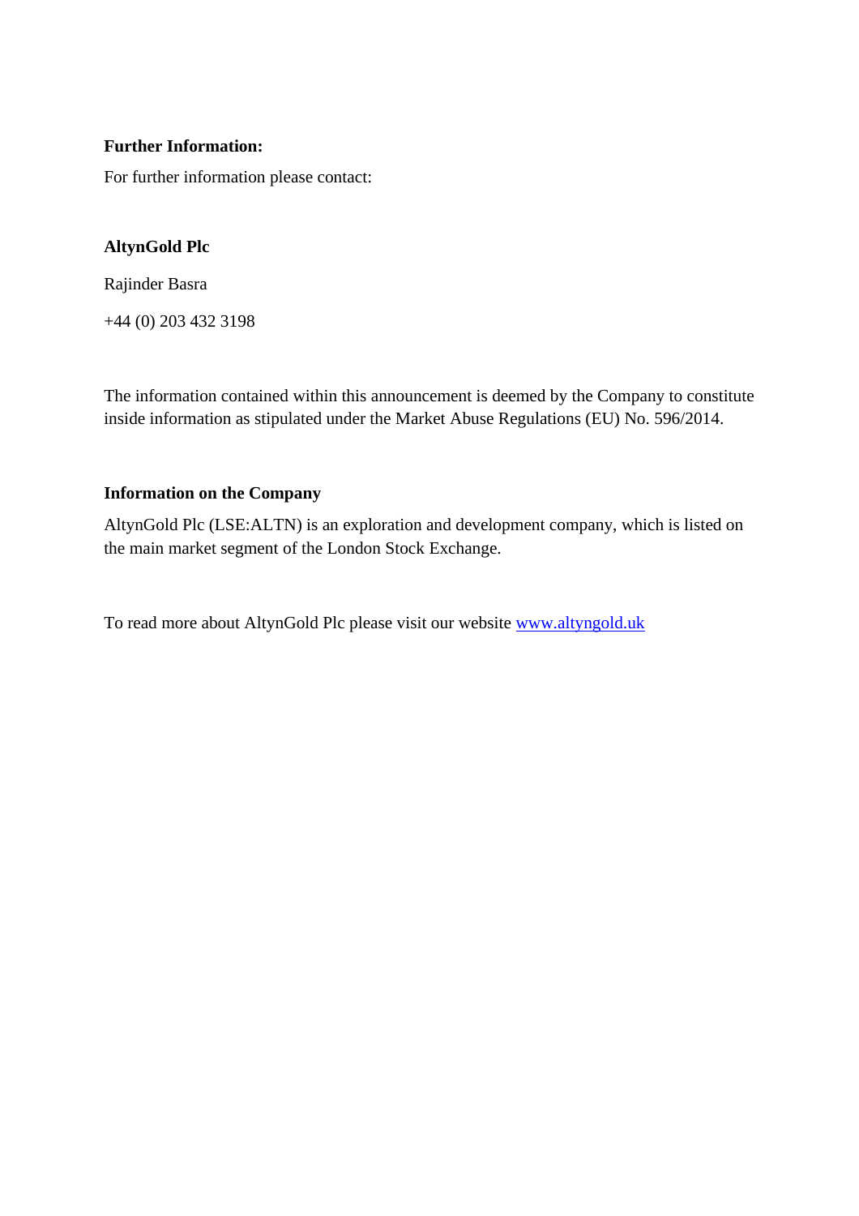**Further Information:**

For further information please contact:

**AltynGold Plc**

Rajinder Basra

+44 (0) 203 432 3198

The information contained within this announcement is deemed by the Company to constitute inside information as stipulated under the Market Abuse Regulations (EU) No. 596/2014.

**Information on the Company**

AltynGold Plc (LSE:ALTN) is an exploration and development company, which is listed on the main market segment of the London Stock Exchange.

To read more about AltynGold Plc please visit our website www.altyngold.uk